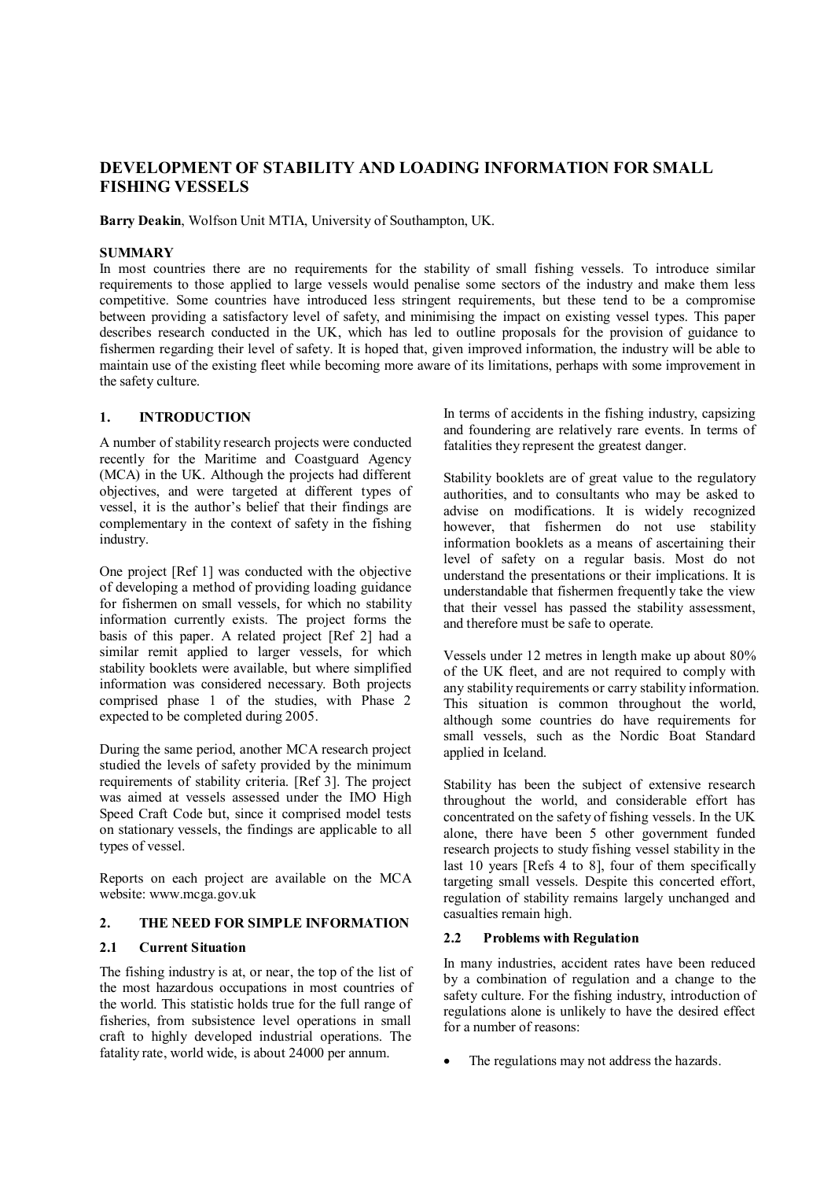# DEVELOPMENT OF STABILITY AND LOADING INFORMATION FOR SMALL FISHING VESSELS

**Barry Deakin**, Wolfson Unit MTIA, University of Southampton, UK.

## SUMMARY

In most countries there are no requirements for the stability of small fishing vessels. To introduce similar requirements to those applied to large vessels would penalise some sectors of the industry and make them less competitive. Some countries have introduced less stringent requirements, but these tend to be a compromise between providing a satisfactory level of safety, and minimising the impact on existing vessel types. This paper describes research conducted in the UK, which has led to outline proposals for the provision of guidance to fishermen regarding their level of safety. It is hoped that, given improved information, the industry will be able to maintain use of the existing fleet while becoming more aware of its limitations, perhaps with some improvement in the safety culture.

## 1. INTRODUCTION

A number of stability research projects were conducted recently for the Maritime and Coastguard Agency (MCA) in the UK. Although the projects had different objectives, and were targeted at different types of vessel, it is the author's belief that their findings are complementary in the context of safety in the fishing industry.

One project [Ref 1] was conducted with the objective of developing a method of providing loading guidance for fishermen on small vessels, for which no stability information currently exists. The project forms the basis of this paper. A related project [Ref 2] had a similar remit applied to larger vessels, for which stability booklets were available, but where simplified information was considered necessary. Both projects comprised phase 1 of the studies, with Phase 2 expected to be completed during 2005.

During the same period, another MCA research project studied the levels of safety provided by the minimum requirements of stability criteria. [Ref 3]. The project was aimed at vessels assessed under the IMO High Speed Craft Code but, since it comprised model tests on stationary vessels, the findings are applicable to all types of vessel.

Reports on each project are available on the MCA website: www.mcga.gov.uk

## 2. THE NEED FOR SIMPLE INFORMATION

### 2.1 Current Situation

The fishing industry is at, or near, the top of the list of the most hazardous occupations in most countries of the world. This statistic holds true for the full range of fisheries, from subsistence level operations in small craft to highly developed industrial operations. The fatality rate, world wide, is about 24000 per annum.

In terms of accidents in the fishing industry, capsizing and foundering are relatively rare events. In terms of fatalities they represent the greatest danger.

Stability booklets are of great value to the regulatory authorities, and to consultants who may be asked to advise on modifications. It is widely recognized however, that fishermen do not use stability information booklets as a means of ascertaining their level of safety on a regular basis. Most do not understand the presentations or their implications. It is understandable that fishermen frequently take the view that their vessel has passed the stability assessment, and therefore must be safe to operate.

Vessels under 12 metres in length make up about 80% of the UK fleet, and are not required to comply with any stability requirements or carry stability information. This situation is common throughout the world, although some countries do have requirements for small vessels, such as the Nordic Boat Standard applied in Iceland.

Stability has been the subject of extensive research throughout the world, and considerable effort has concentrated on the safety of fishing vessels. In the UK alone, there have been 5 other government funded research projects to study fishing vessel stability in the last 10 years [Refs 4 to 8], four of them specifically targeting small vessels. Despite this concerted effort, regulation of stability remains largely unchanged and casualties remain high.

### 2.2 Problems with Regulation

In many industries, accident rates have been reduced by a combination of regulation and a change to the safety culture. For the fishing industry, introduction of regulations alone is unlikely to have the desired effect for a number of reasons:

- The regulations may not address the hazards.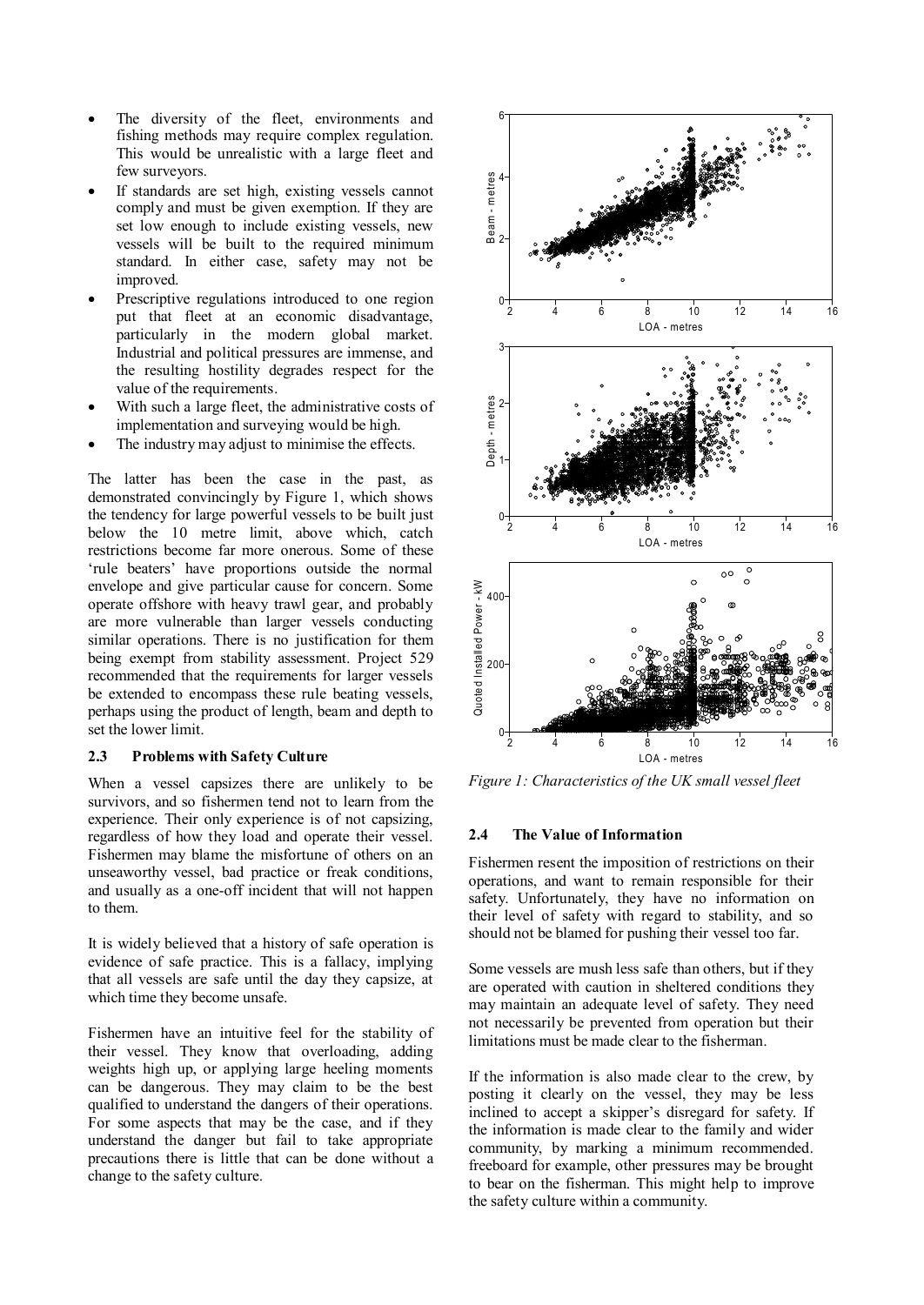- The diversity of the fleet, environments and fishing methods may require complex regulation. This would be unrealistic with a large fleet and few surveyors.
- If standards are set high, existing vessels cannot comply and must be given exemption. If they are set low enough to include existing vessels, new vessels will be built to the required minimum standard. In either case, safety may not be improved.
- Prescriptive regulations introduced to one region put that fleet at an economic disadvantage, particularly in the modern global market. Industrial and political pressures are immense, and the resulting hostility degrades respect for the value of the requirements.
- With such a large fleet, the administrative costs of implementation and surveying would be high.
- The industry may adjust to minimise the effects.

The latter has been the case in the past, as demonstrated convincingly by Figure 1, which shows the tendency for large powerful vessels to be built just below the 10 metre limit, above which, catch restrictions become far more onerous. Some of these 'rule beaters' have proportions outside the normal envelope and give particular cause for concern. Some operate offshore with heavy trawl gear, and probably are more vulnerable than larger vessels conducting similar operations. There is no justification for them being exempt from stability assessment. Project 529 recommended that the requirements for larger vessels be extended to encompass these rule beating vessels, perhaps using the product of length, beam and depth to set the lower limit.

### 2.3 Problems with Safety Culture

When a vessel capsizes there are unlikely to be survivors, and so fishermen tend not to learn from the experience. Their only experience is of not capsizing, regardless of how they load and operate their vessel. Fishermen may blame the misfortune of others on an unseaworthy vessel, bad practice or freak conditions, and usually as a one-off incident that will not happen to them.

It is widely believed that a history of safe operation is evidence of safe practice. This is a fallacy, implying that all vessels are safe until the day they capsize, at which time they become unsafe.

Fishermen have an intuitive feel for the stability of their vessel. They know that overloading, adding weights high up, or applying large heeling moments can be dangerous. They may claim to be the best qualified to understand the dangers of their operations. For some aspects that may be the case, and if they understand the danger but fail to take appropriate precautions there is little that can be done without a change to the safety culture.

*Figure 1: Characteristics of the UK small vessel fleet*

### 2.4 The Value of Information

Fishermen resent the imposition of restrictions on their operations, and want to remain responsible for their safety. Unfortunately, they have no information on their level of safety with regard to stability, and so should not be blamed for pushing their vessel too far.

Some vessels are mush less safe than others, but if they are operated with caution in sheltered conditions they may maintain an adequate level of safety. They need not necessarily be prevented from operation but their limitations must be made clear to the fisherman.

If the information is also made clear to the crew, by posting it clearly on the vessel, they may be less inclined to accept a skipper's disregard for safety. If the information is made clear to the family and wider community, by marking a minimum recommended. freeboard for example, other pressures may be brought to bear on the fisherman. This might help to improve the safety culture within a community.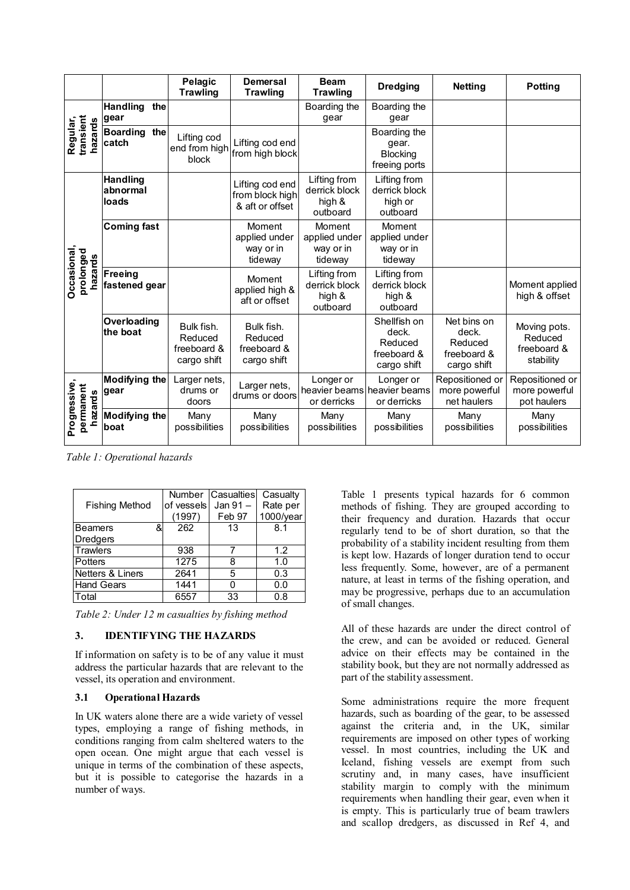| | | Pelagic Trawling | Demersal Trawling | Beam Trawling | Dredging | Netting | Potting |
|---|---|---|---|---|---|---|---|
| Regular, transient hazards | Handling the gear | | | Boarding the gear | Boarding the gear | | |
| | Boarding the catch | Lifting cod end from high block | Lifting cod end from high block | | Boarding the gear. Blocking freeing ports | | |
| Occasional, prolonged hazards | Handling abnormal loads | | Lifting cod end from block high & aft or offset | Lifting from derrick block high & outboard | Lifting from derrick block high or outboard | | |
| | Coming fast | | Moment applied under way or in tideway | Moment applied under way or in tideway | Moment applied under way or in tideway | | |
| | Freeing fastened gear | | Moment applied high & aft or offset | Lifting from derrick block high & outboard | Lifting from derrick block high & outboard | | Moment applied high & offset |
| | Overloading the boat | Bulk fish. Reduced freeboard & cargo shift | Bulk fish. Reduced freeboard & cargo shift | | Shellfish on deck. Reduced freeboard & cargo shift | Net bins on deck. Reduced freeboard & cargo shift | Moving pots. Reduced freeboard & stability |
| Progressive, permanent hazards | Modifying the gear | Larger nets, drums or doors | Larger nets, drums or doors | Longer or heavier beams or derricks | Longer or heavier beams or derricks | Repositioned or more powerful net haulers | Repositioned or more powerful pot haulers |
| | Modifying the boat | Many possibilities | Many possibilities | Many possibilities | Many possibilities | Many possibilities | Many possibilities |

*Table 1: Operational hazards*

| Fishing Method | Number of vessels (1997) | Casualties Jan 91 – Feb 97 | Casualty Rate per 1000/year |
|---|---|---|---|
| Beamers & Dredgers | 262 | 13 | 8.1 |
| Trawlers | 938 | 7 | 1.2 |
| Potters | 1275 | 8 | 1.0 |
| Netters & Liners | 2641 | 5 | 0.3 |
| Hand Gears | 1441 | 0 | 0.0 |
| Total | 6557 | 33 | 0.8 |

*Table 2: Under 12 m casualties by fishing method*

## 3. IDENTIFYING THE HAZARDS

If information on safety is to be of any value it must address the particular hazards that are relevant to the vessel, its operation and environment.

### 3.1 Operational Hazards

In UK waters alone there are a wide variety of vessel types, employing a range of fishing methods, in conditions ranging from calm sheltered waters to the open ocean. One might argue that each vessel is unique in terms of the combination of these aspects, but it is possible to categorise the hazards in a number of ways.

Table 1 presents typical hazards for 6 common methods of fishing. They are grouped according to their frequency and duration. Hazards that occur regularly tend to be of short duration, so that the probability of a stability incident resulting from them is kept low. Hazards of longer duration tend to occur less frequently. Some, however, are of a permanent nature, at least in terms of the fishing operation, and may be progressive, perhaps due to an accumulation of small changes.

All of these hazards are under the direct control of the crew, and can be avoided or reduced. General advice on their effects may be contained in the stability book, but they are not normally addressed as part of the stability assessment.

Some administrations require the more frequent hazards, such as boarding of the gear, to be assessed against the criteria and, in the UK, similar requirements are imposed on other types of working vessel. In most countries, including the UK and Iceland, fishing vessels are exempt from such scrutiny and, in many cases, have insufficient stability margin to comply with the minimum requirements when handling their gear, even when it is empty. This is particularly true of beam trawlers and scallop dredgers, as discussed in Ref 4, and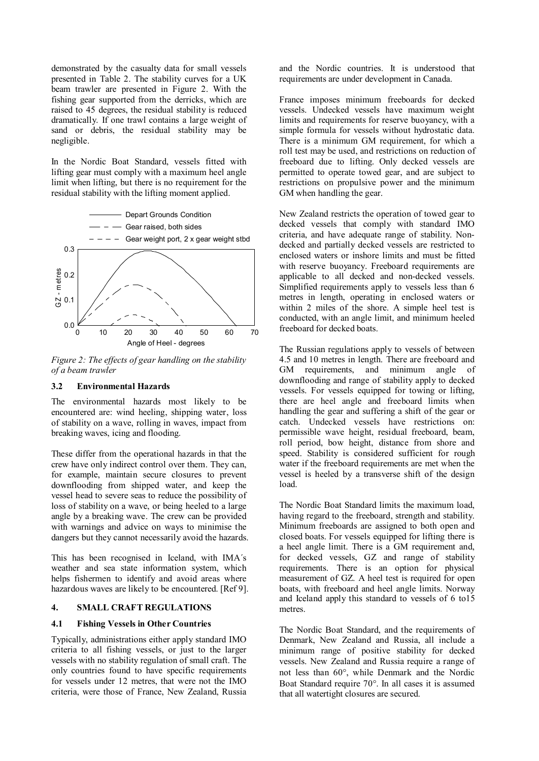demonstrated by the casualty data for small vessels presented in Table 2. The stability curves for a UK beam trawler are presented in Figure 2. With the fishing gear supported from the derricks, which are raised to 45 degrees, the residual stability is reduced dramatically. If one trawl contains a large weight of sand or debris, the residual stability may be negligible.

In the Nordic Boat Standard, vessels fitted with lifting gear must comply with a maximum heel angle limit when lifting, but there is no requirement for the residual stability with the lifting moment applied.

*Figure 2: The effects of gear handling on the stability of a beam trawler*

### 3.2 Environmental Hazards

The environmental hazards most likely to be encountered are: wind heeling, shipping water, loss of stability on a wave, rolling in waves, impact from breaking waves, icing and flooding.

These differ from the operational hazards in that the crew have only indirect control over them. They can, for example, maintain secure closures to prevent downflooding from shipped water, and keep the vessel head to severe seas to reduce the possibility of loss of stability on a wave, or being heeled to a large angle by a breaking wave. The crew can be provided with warnings and advice on ways to minimise the dangers but they cannot necessarily avoid the hazards.

This has been recognised in Iceland, with IMA´s weather and sea state information system, which helps fishermen to identify and avoid areas where hazardous waves are likely to be encountered. [Ref 9].

## 4. SMALL CRAFT REGULATIONS

### 4.1 Fishing Vessels in Other Countries

Typically, administrations either apply standard IMO criteria to all fishing vessels, or just to the larger vessels with no stability regulation of small craft. The only countries found to have specific requirements for vessels under 12 metres, that were not the IMO criteria, were those of France, New Zealand, Russia and the Nordic countries. It is understood that requirements are under development in Canada.

France imposes minimum freeboards for decked vessels. Undecked vessels have maximum weight limits and requirements for reserve buoyancy, with a simple formula for vessels without hydrostatic data. There is a minimum GM requirement, for which a roll test may be used, and restrictions on reduction of freeboard due to lifting. Only decked vessels are permitted to operate towed gear, and are subject to restrictions on propulsive power and the minimum GM when handling the gear.

New Zealand restricts the operation of towed gear to decked vessels that comply with standard IMO criteria, and have adequate range of stability. Non-decked and partially decked vessels are restricted to enclosed waters or inshore limits and must be fitted with reserve buoyancy. Freeboard requirements are applicable to all decked and non-decked vessels. Simplified requirements apply to vessels less than 6 metres in length, operating in enclosed waters or within 2 miles of the shore. A simple heel test is conducted, with an angle limit, and minimum heeled freeboard for decked boats.

The Russian regulations apply to vessels of between 4.5 and 10 metres in length. There are freeboard and GM requirements, and minimum angle of downflooding and range of stability apply to decked vessels. For vessels equipped for towing or lifting, there are heel angle and freeboard limits when handling the gear and suffering a shift of the gear or catch. Undecked vessels have restrictions on: permissible wave height, residual freeboard, beam, roll period, bow height, distance from shore and speed. Stability is considered sufficient for rough water if the freeboard requirements are met when the vessel is heeled by a transverse shift of the design load.

The Nordic Boat Standard limits the maximum load, having regard to the freeboard, strength and stability. Minimum freeboards are assigned to both open and closed boats. For vessels equipped for lifting there is a heel angle limit. There is a GM requirement and, for decked vessels, GZ and range of stability requirements. There is an option for physical measurement of GZ. A heel test is required for open boats, with freeboard and heel angle limits. Norway and Iceland apply this standard to vessels of 6 to15 metres.

The Nordic Boat Standard, and the requirements of Denmark, New Zealand and Russia, all include a minimum range of positive stability for decked vessels. New Zealand and Russia require a range of not less than 60°, while Denmark and the Nordic Boat Standard require 70°. In all cases it is assumed that all watertight closures are secured.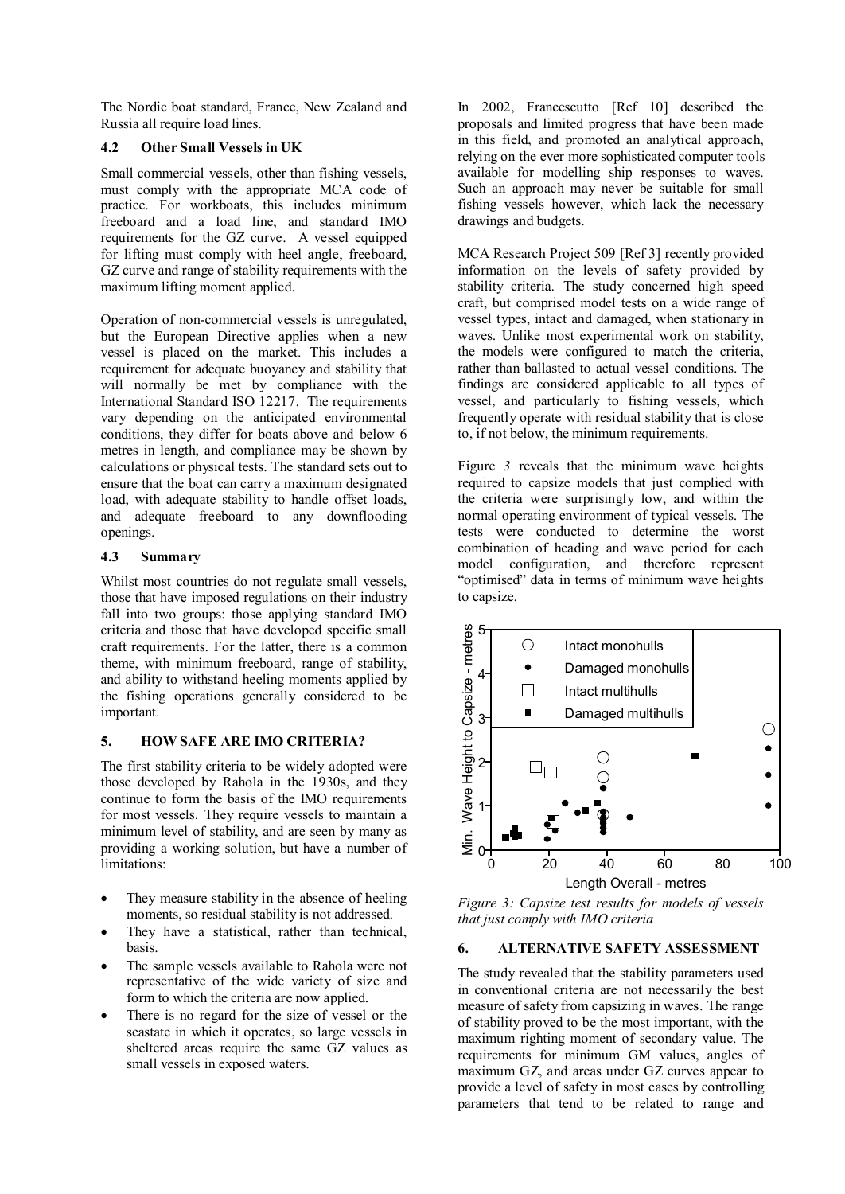The Nordic boat standard, France, New Zealand and Russia all require load lines.

### 4.2 Other Small Vessels in UK

Small commercial vessels, other than fishing vessels, must comply with the appropriate MCA code of practice. For workboats, this includes minimum freeboard and a load line, and standard IMO requirements for the GZ curve. A vessel equipped for lifting must comply with heel angle, freeboard, GZ curve and range of stability requirements with the maximum lifting moment applied.

Operation of non-commercial vessels is unregulated, but the European Directive applies when a new vessel is placed on the market. This includes a requirement for adequate buoyancy and stability that will normally be met by compliance with the International Standard ISO 12217. The requirements vary depending on the anticipated environmental conditions, they differ for boats above and below 6 metres in length, and compliance may be shown by calculations or physical tests. The standard sets out to ensure that the boat can carry a maximum designated load, with adequate stability to handle offset loads, and adequate freeboard to any downflooding openings.

### 4.3 Summary

Whilst most countries do not regulate small vessels, those that have imposed regulations on their industry fall into two groups: those applying standard IMO criteria and those that have developed specific small craft requirements. For the latter, there is a common theme, with minimum freeboard, range of stability, and ability to withstand heeling moments applied by the fishing operations generally considered to be important.

## 5. HOW SAFE ARE IMO CRITERIA?

The first stability criteria to be widely adopted were those developed by Rahola in the 1930s, and they continue to form the basis of the IMO requirements for most vessels. They require vessels to maintain a minimum level of stability, and are seen by many as providing a working solution, but have a number of limitations:

- They measure stability in the absence of heeling moments, so residual stability is not addressed.
- They have a statistical, rather than technical, basis.
- The sample vessels available to Rahola were not representative of the wide variety of size and form to which the criteria are now applied.
- There is no regard for the size of vessel or the seastate in which it operates, so large vessels in sheltered areas require the same GZ values as small vessels in exposed waters.

In 2002, Francescutto [Ref 10] described the proposals and limited progress that have been made in this field, and promoted an analytical approach, relying on the ever more sophisticated computer tools available for modelling ship responses to waves. Such an approach may never be suitable for small fishing vessels however, which lack the necessary drawings and budgets.

MCA Research Project 509 [Ref 3] recently provided information on the levels of safety provided by stability criteria. The study concerned high speed craft, but comprised model tests on a wide range of vessel types, intact and damaged, when stationary in waves. Unlike most experimental work on stability, the models were configured to match the criteria, rather than ballasted to actual vessel conditions. The findings are considered applicable to all types of vessel, and particularly to fishing vessels, which frequently operate with residual stability that is close to, if not below, the minimum requirements.

Figure *3* reveals that the minimum wave heights required to capsize models that just complied with the criteria were surprisingly low, and within the normal operating environment of typical vessels. The tests were conducted to determine the worst combination of heading and wave period for each model configuration, and therefore represent "optimised" data in terms of minimum wave heights to capsize.

*Figure 3: Capsize test results for models of vessels that just comply with IMO criteria*

## 6. ALTERNATIVE SAFETY ASSESSMENT

The study revealed that the stability parameters used in conventional criteria are not necessarily the best measure of safety from capsizing in waves. The range of stability proved to be the most important, with the maximum righting moment of secondary value. The requirements for minimum GM values, angles of maximum GZ, and areas under GZ curves appear to provide a level of safety in most cases by controlling parameters that tend to be related to range and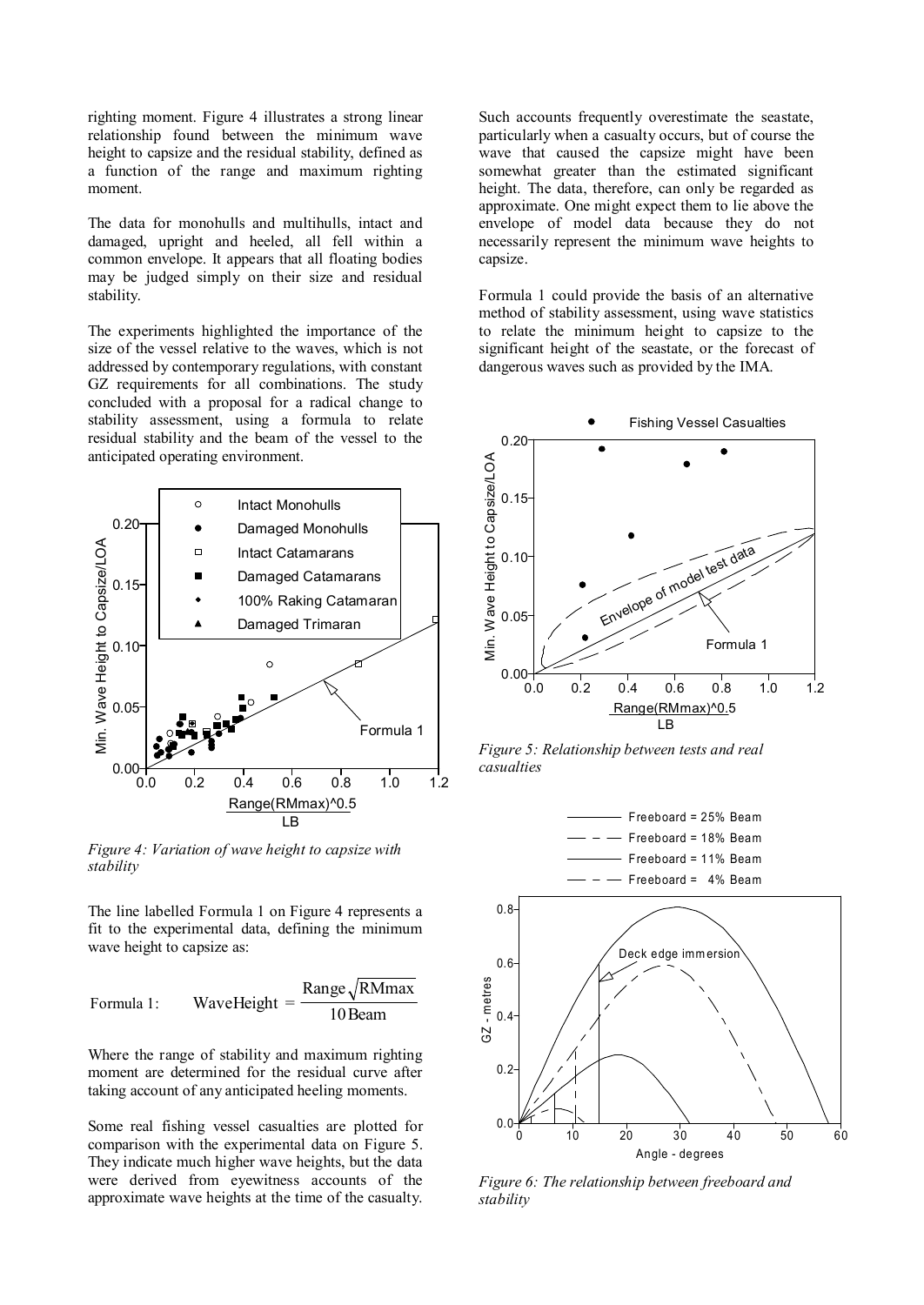righting moment. Figure 4 illustrates a strong linear relationship found between the minimum wave height to capsize and the residual stability, defined as a function of the range and maximum righting moment.

The data for monohulls and multihulls, intact and damaged, upright and heeled, all fell within a common envelope. It appears that all floating bodies may be judged simply on their size and residual stability.

The experiments highlighted the importance of the size of the vessel relative to the waves, which is not addressed by contemporary regulations, with constant GZ requirements for all combinations. The study concluded with a proposal for a radical change to stability assessment, using a formula to relate residual stability and the beam of the vessel to the anticipated operating environment.

*Figure 4: Variation of wave height to capsize with stability*

The line labelled Formula 1 on Figure 4 represents a fit to the experimental data, defining the minimum wave height to capsize as:

$$\text{Formula 1:} \qquad \text{WaveHeight} = \frac{\text{Range}\sqrt{\text{RMmax}}}{10\,\text{Beam}}$$

Where the range of stability and maximum righting moment are determined for the residual curve after taking account of any anticipated heeling moments.

Some real fishing vessel casualties are plotted for comparison with the experimental data on Figure 5. They indicate much higher wave heights, but the data were derived from eyewitness accounts of the approximate wave heights at the time of the casualty. Such accounts frequently overestimate the seastate, particularly when a casualty occurs, but of course the wave that caused the capsize might have been somewhat greater than the estimated significant height. The data, therefore, can only be regarded as approximate. One might expect them to lie above the envelope of model data because they do not necessarily represent the minimum wave heights to capsize.

Formula 1 could provide the basis of an alternative method of stability assessment, using wave statistics to relate the minimum height to capsize to the significant height of the seastate, or the forecast of dangerous waves such as provided by the IMA.

*Figure 5: Relationship between tests and real casualties*

*Figure 6: The relationship between freeboard and stability*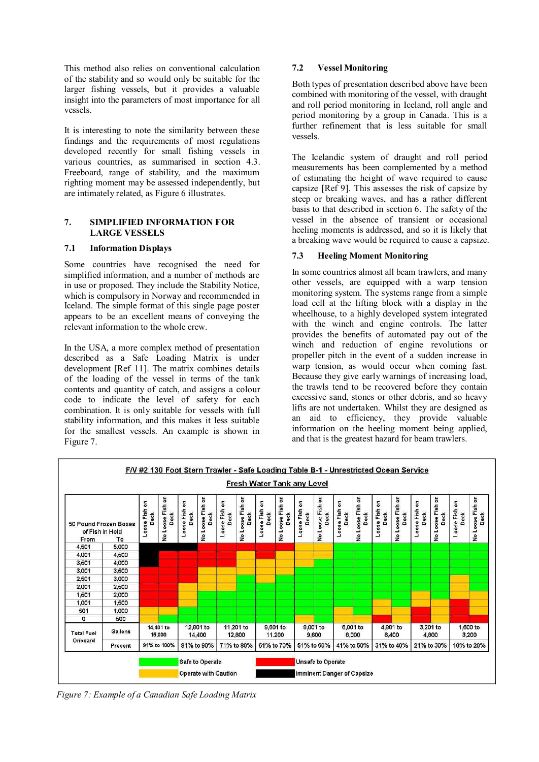This method also relies on conventional calculation of the stability and so would only be suitable for the larger fishing vessels, but it provides a valuable insight into the parameters of most importance for all vessels.

It is interesting to note the similarity between these findings and the requirements of most regulations developed recently for small fishing vessels in various countries, as summarised in section 4.3. Freeboard, range of stability, and the maximum righting moment may be assessed independently, but are intimately related, as Figure 6 illustrates.

## 7. SIMPLIFIED INFORMATION FOR LARGE VESSELS

### 7.1 Information Displays

Some countries have recognised the need for simplified information, and a number of methods are in use or proposed. They include the Stability Notice, which is compulsory in Norway and recommended in Iceland. The simple format of this single page poster appears to be an excellent means of conveying the relevant information to the whole crew.

In the USA, a more complex method of presentation described as a Safe Loading Matrix is under development [Ref 11]. The matrix combines details of the loading of the vessel in terms of the tank contents and quantity of catch, and assigns a colour code to indicate the level of safety for each combination. It is only suitable for vessels with full stability information, and this makes it less suitable for the smallest vessels. An example is shown in Figure 7.

### 7.2 Vessel Monitoring

Both types of presentation described above have been combined with monitoring of the vessel, with draught and roll period monitoring in Iceland, roll angle and period monitoring by a group in Canada. This is a further refinement that is less suitable for small vessels.

The Icelandic system of draught and roll period measurements has been complemented by a method of estimating the height of wave required to cause capsize [Ref 9]. This assesses the risk of capsize by steep or breaking waves, and has a rather different basis to that described in section 6. The safety of the vessel in the absence of transient or occasional heeling moments is addressed, and so it is likely that a breaking wave would be required to cause a capsize.

### 7.3 Heeling Moment Monitoring

In some countries almost all beam trawlers, and many other vessels, are equipped with a warp tension monitoring system. The systems range from a simple load cell at the lifting block with a display in the wheelhouse, to a highly developed system integrated with the winch and engine controls. The latter provides the benefits of automated pay out of the winch and reduction of engine revolutions or propeller pitch in the event of a sudden increase in warp tension, as would occur when coming fast. Because they give early warnings of increasing load, the trawls tend to be recovered before they contain excessive sand, stones or other debris, and so heavy lifts are not undertaken. Whilst they are designed as an aid to efficiency, they provide valuable information on the heeling moment being applied, and that is the greatest hazard for beam trawlers.

F/V #2 130 Foot Stern Trawler - Safe Loading Table B-1 - Unrestricted Ocean Service

Fresh Water Tank any Level

| 50 Pound Frozen Boxes of Fish in Hold From | To | Loose Fish on Deck | No Loose Fish on Deck | Loose Fish on Deck | No Loose Fish on Deck | Loose Fish on Deck | No Loose Fish on Deck | Loose Fish on Deck | No Loose Fish on Deck | Loose Fish on Deck | No Loose Fish on Deck | Loose Fish on Deck | No Loose Fish on Deck | Loose Fish on Deck | No Loose Fish on Deck | Loose Fish on Deck | No Loose Fish on Deck | Loose Fish on Deck | No Loose Fish on Deck |
|---|---|---|---|---|---|---|---|---|---|---|---|---|---|---|---|---|---|---|---|
| 4,501 | 5,000 | | | | | | | | | | | | | | | | | | |
| 4,001 | 4,500 | | | | | | | | | | | | | | | | | | |
| 3,501 | 4,000 | | | | | | | | | | | | | | | | | | |
| 3,001 | 3,500 | | | | | | | | | | | | | | | | | | |
| 2,501 | 3,000 | | | | | | | | | | | | | | | | | | |
| 2,001 | 2,500 | | | | | | | | | | | | | | | | | | |
| 1,501 | 2,000 | | | | | | | | | | | | | | | | | | |
| 1,001 | 1,500 | | | | | | | | | | | | | | | | | | |
| 501 | 1,000 | | | | | | | | | | | | | | | | | | |
| 0 | 500 | | | | | | | | | | | | | | | | | | |
| Total Fuel Onboard | Gallons | 14,401 to 16,000 | | 12,801 to 14,400 | | 11,201 to 12,800 | | 9,601 to 11,200 | | 8,001 to 9,600 | | 6,001 to 8,000 | | 4,801 to 6,400 | | 3,201 to 4,800 | | 1,600 to 3,200 | |
| | Precent | 91% to 100% | | 81% to 90% | | 71% to 80% | | 61% to 70% | | 51% to 60% | | 41% to 50% | | 31% to 40% | | 21% to 30% | | 10% to 20% | |

Safe to Operate — Unsafe to Operate — Operate with Caution — Imminent Danger of Capsize

*Figure 7: Example of a Canadian Safe Loading Matrix*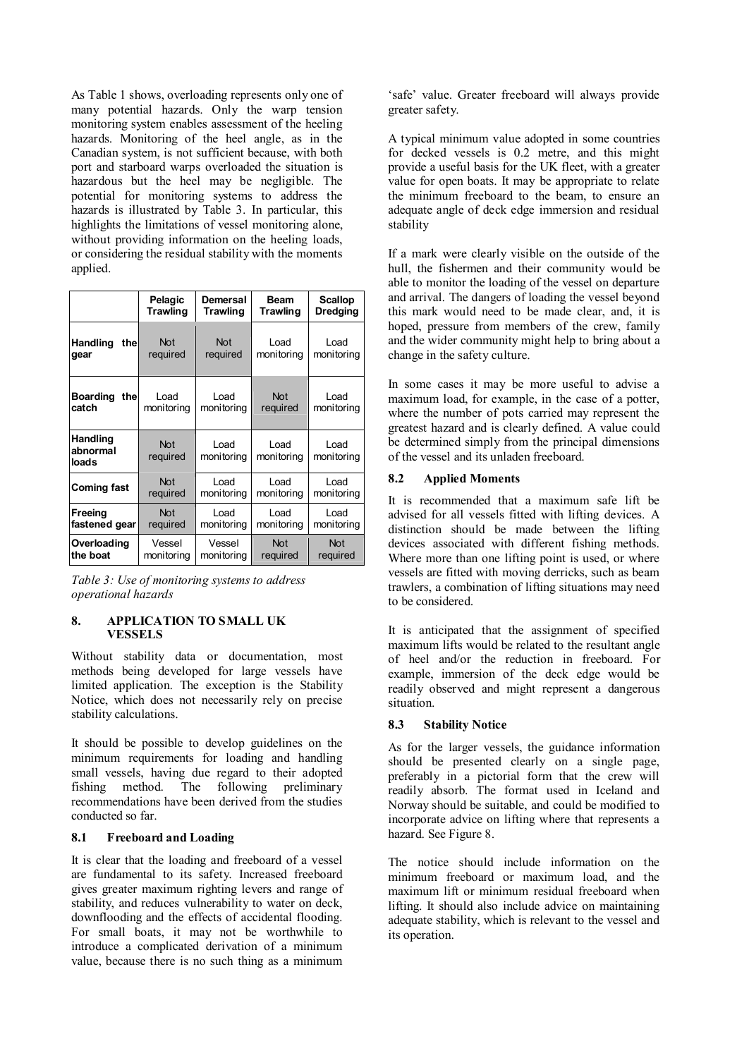As Table 1 shows, overloading represents only one of many potential hazards. Only the warp tension monitoring system enables assessment of the heeling hazards. Monitoring of the heel angle, as in the Canadian system, is not sufficient because, with both port and starboard warps overloaded the situation is hazardous but the heel may be negligible. The potential for monitoring systems to address the hazards is illustrated by Table 3. In particular, this highlights the limitations of vessel monitoring alone, without providing information on the heeling loads, or considering the residual stability with the moments applied.

| | Pelagic Trawling | Demersal Trawling | Beam Trawling | Scallop Dredging |
|---|---|---|---|---|
| **Handling the gear** | Not required | Not required | Load monitoring | Load monitoring |
| **Boarding the catch** | Load monitoring | Load monitoring | Not required | Load monitoring |
| **Handling abnormal loads** | Not required | Load monitoring | Load monitoring | Load monitoring |
| **Coming fast** | Not required | Load monitoring | Load monitoring | Load monitoring |
| **Freeing fastened gear** | Not required | Load monitoring | Load monitoring | Load monitoring |
| **Overloading the boat** | Vessel monitoring | Vessel monitoring | Not required | Not required |

*Table 3: Use of monitoring systems to address operational hazards*

## 8. APPLICATION TO SMALL UK VESSELS

Without stability data or documentation, most methods being developed for large vessels have limited application. The exception is the Stability Notice, which does not necessarily rely on precise stability calculations.

It should be possible to develop guidelines on the minimum requirements for loading and handling small vessels, having due regard to their adopted fishing method. The following preliminary recommendations have been derived from the studies conducted so far.

### 8.1 Freeboard and Loading

It is clear that the loading and freeboard of a vessel are fundamental to its safety. Increased freeboard gives greater maximum righting levers and range of stability, and reduces vulnerability to water on deck, downflooding and the effects of accidental flooding. For small boats, it may not be worthwhile to introduce a complicated derivation of a minimum value, because there is no such thing as a minimum 'safe' value. Greater freeboard will always provide greater safety.

A typical minimum value adopted in some countries for decked vessels is 0.2 metre, and this might provide a useful basis for the UK fleet, with a greater value for open boats. It may be appropriate to relate the minimum freeboard to the beam, to ensure an adequate angle of deck edge immersion and residual stability

If a mark were clearly visible on the outside of the hull, the fishermen and their community would be able to monitor the loading of the vessel on departure and arrival. The dangers of loading the vessel beyond this mark would need to be made clear, and, it is hoped, pressure from members of the crew, family and the wider community might help to bring about a change in the safety culture.

In some cases it may be more useful to advise a maximum load, for example, in the case of a potter, where the number of pots carried may represent the greatest hazard and is clearly defined. A value could be determined simply from the principal dimensions of the vessel and its unladen freeboard.

### 8.2 Applied Moments

It is recommended that a maximum safe lift be advised for all vessels fitted with lifting devices. A distinction should be made between the lifting devices associated with different fishing methods. Where more than one lifting point is used, or where vessels are fitted with moving derricks, such as beam trawlers, a combination of lifting situations may need to be considered.

It is anticipated that the assignment of specified maximum lifts would be related to the resultant angle of heel and/or the reduction in freeboard. For example, immersion of the deck edge would be readily observed and might represent a dangerous situation.

### 8.3 Stability Notice

As for the larger vessels, the guidance information should be presented clearly on a single page, preferably in a pictorial form that the crew will readily absorb. The format used in Iceland and Norway should be suitable, and could be modified to incorporate advice on lifting where that represents a hazard. See Figure 8.

The notice should include information on the minimum freeboard or maximum load, and the maximum lift or minimum residual freeboard when lifting. It should also include advice on maintaining adequate stability, which is relevant to the vessel and its operation.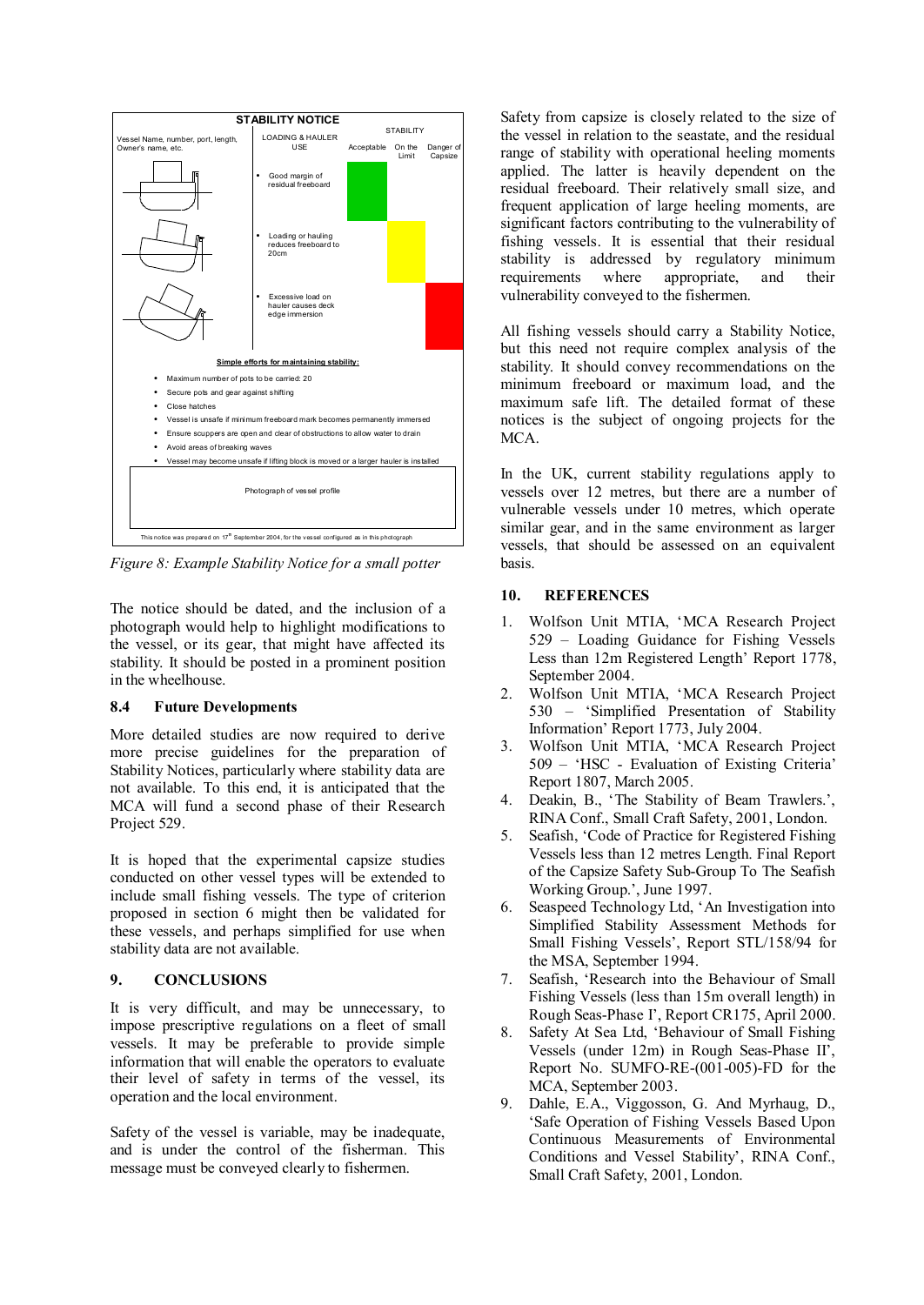**STABILITY NOTICE**

| Vessel Name, number, port, length, Owner's name, etc. | LOADING & HAULER USE | STABILITY: Acceptable | STABILITY: On the Limit | STABILITY: Danger of Capsize |
|---|---|---|---|---|
| | • Good margin of residual freeboard | ■ | | |
| | • Loading or hauling reduces freeboard to 20cm | | ■ | |
| | • Excessive load on hauler causes deck edge immersion | | | ■ |

**Simple efforts for maintaining stability:**

- Maximum number of pots to be carried: 20
- Secure pots and gear against shifting
- Close hatches
- Vessel is unsafe if minimum freeboard mark becomes permanently immersed
- Ensure scuppers are open and clear of obstructions to allow water to drain
- Avoid areas of breaking waves
- Vessel may become unsafe if lifting block is moved or a larger hauler is installed

Photograph of vessel profile

This notice was prepared on 17th September 2004, for the vessel configured as in this photograph

*Figure 8: Example Stability Notice for a small potter*

The notice should be dated, and the inclusion of a photograph would help to highlight modifications to the vessel, or its gear, that might have affected its stability. It should be posted in a prominent position in the wheelhouse.

### 8.4 Future Developments

More detailed studies are now required to derive more precise guidelines for the preparation of Stability Notices, particularly where stability data are not available. To this end, it is anticipated that the MCA will fund a second phase of their Research Project 529.

It is hoped that the experimental capsize studies conducted on other vessel types will be extended to include small fishing vessels. The type of criterion proposed in section 6 might then be validated for these vessels, and perhaps simplified for use when stability data are not available.

## 9. CONCLUSIONS

It is very difficult, and may be unnecessary, to impose prescriptive regulations on a fleet of small vessels. It may be preferable to provide simple information that will enable the operators to evaluate their level of safety in terms of the vessel, its operation and the local environment.

Safety of the vessel is variable, may be inadequate, and is under the control of the fisherman. This message must be conveyed clearly to fishermen.

Safety from capsize is closely related to the size of the vessel in relation to the seastate, and the residual range of stability with operational heeling moments applied. The latter is heavily dependent on the residual freeboard. Their relatively small size, and frequent application of large heeling moments, are significant factors contributing to the vulnerability of fishing vessels. It is essential that their residual stability is addressed by regulatory minimum requirements where appropriate, and their vulnerability conveyed to the fishermen.

All fishing vessels should carry a Stability Notice, but this need not require complex analysis of the stability. It should convey recommendations on the minimum freeboard or maximum load, and the maximum safe lift. The detailed format of these notices is the subject of ongoing projects for the MCA.

In the UK, current stability regulations apply to vessels over 12 metres, but there are a number of vulnerable vessels under 10 metres, which operate similar gear, and in the same environment as larger vessels, that should be assessed on an equivalent basis.

## 10. REFERENCES

1. Wolfson Unit MTIA, 'MCA Research Project 529 – Loading Guidance for Fishing Vessels Less than 12m Registered Length' Report 1778, September 2004.
2. Wolfson Unit MTIA, 'MCA Research Project 530 – 'Simplified Presentation of Stability Information' Report 1773, July 2004.
3. Wolfson Unit MTIA, 'MCA Research Project 509 – 'HSC - Evaluation of Existing Criteria' Report 1807, March 2005.
4. Deakin, B., 'The Stability of Beam Trawlers.', RINA Conf., Small Craft Safety, 2001, London.
5. Seafish, 'Code of Practice for Registered Fishing Vessels less than 12 metres Length. Final Report of the Capsize Safety Sub-Group To The Seafish Working Group.', June 1997.
6. Seaspeed Technology Ltd, 'An Investigation into Simplified Stability Assessment Methods for Small Fishing Vessels', Report STL/158/94 for the MSA, September 1994.
7. Seafish, 'Research into the Behaviour of Small Fishing Vessels (less than 15m overall length) in Rough Seas-Phase I', Report CR175, April 2000.
8. Safety At Sea Ltd, 'Behaviour of Small Fishing Vessels (under 12m) in Rough Seas-Phase II', Report No. SUMFO-RE-(001-005)-FD for the MCA, September 2003.
9. Dahle, E.A., Viggosson, G. And Myrhaug, D., 'Safe Operation of Fishing Vessels Based Upon Continuous Measurements of Environmental Conditions and Vessel Stability', RINA Conf., Small Craft Safety, 2001, London.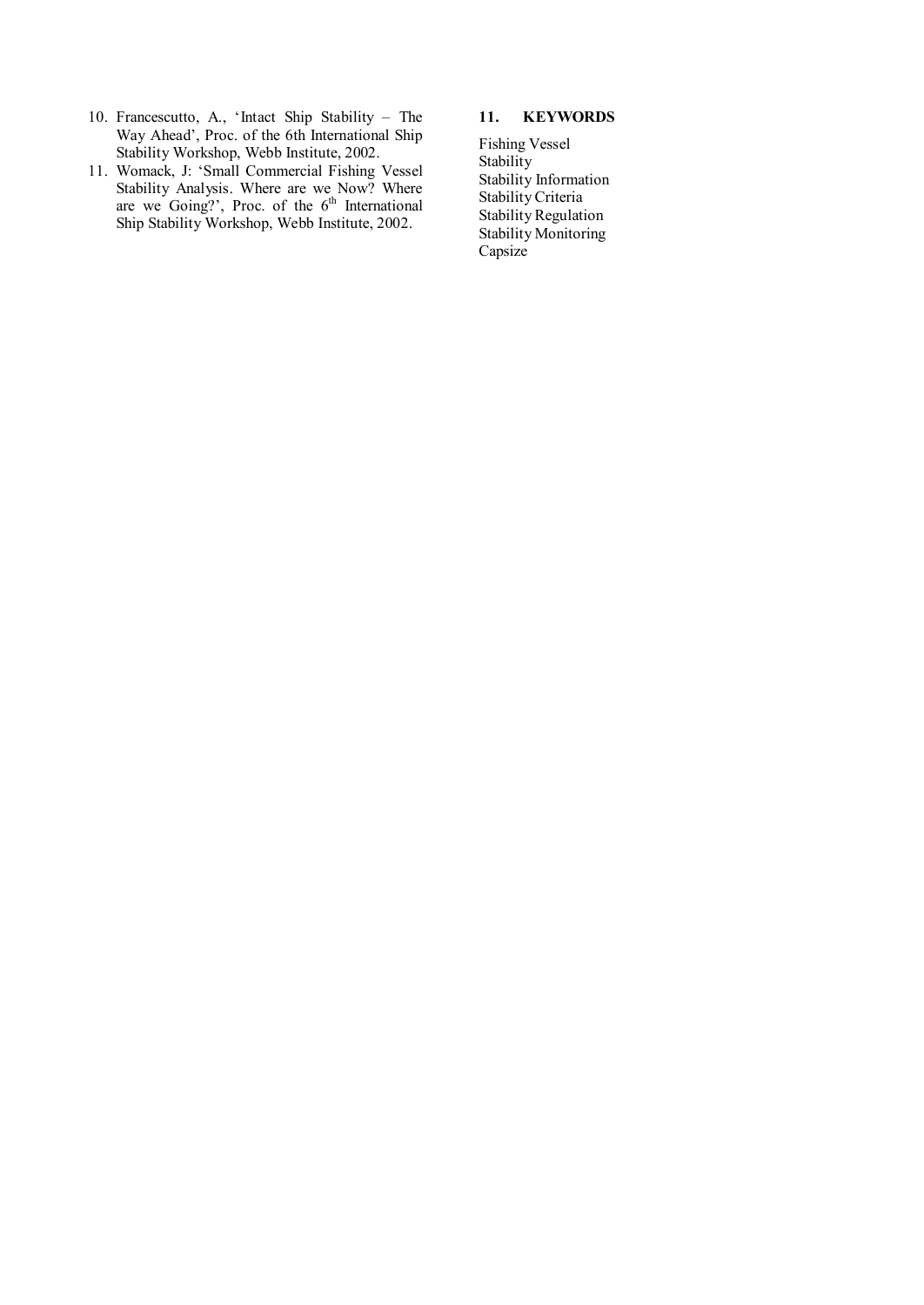10. Francescutto, A., 'Intact Ship Stability – The Way Ahead', Proc. of the 6th International Ship Stability Workshop, Webb Institute, 2002.
11. Womack, J: 'Small Commercial Fishing Vessel Stability Analysis. Where are we Now? Where are we Going?', Proc. of the 6th International Ship Stability Workshop, Webb Institute, 2002.

## 11. KEYWORDS

Fishing Vessel
Stability
Stability Information
Stability Criteria
Stability Regulation
Stability Monitoring
Capsize